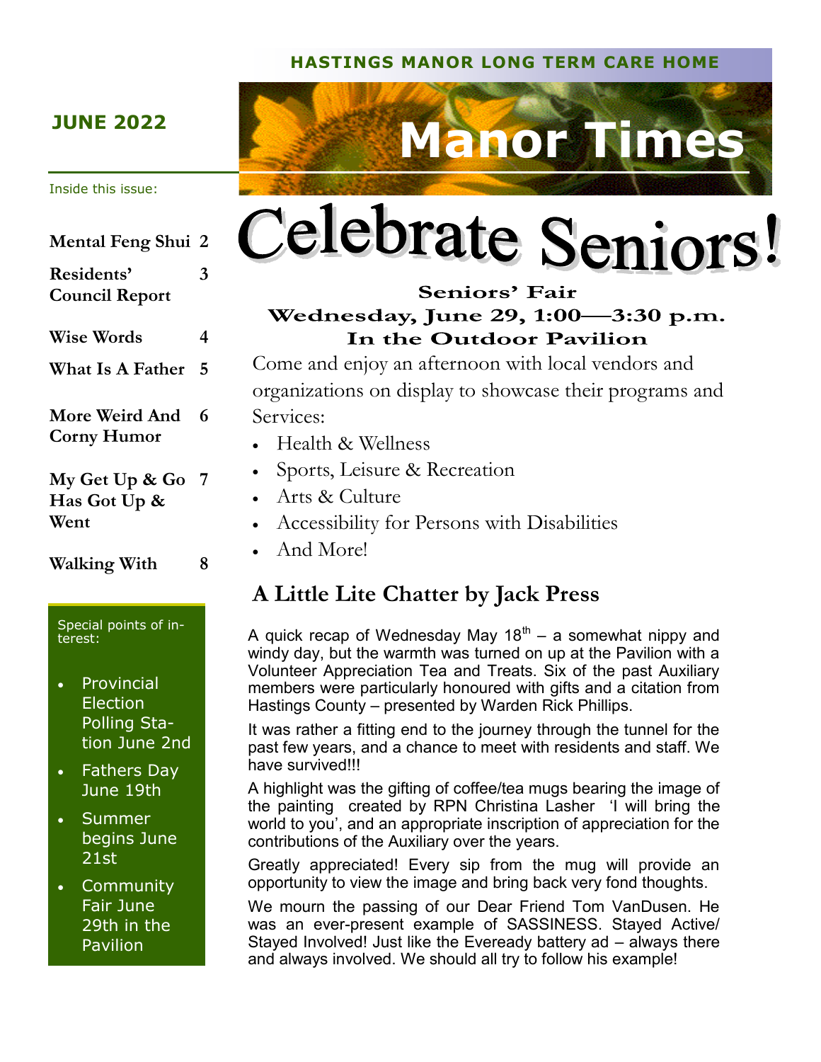HASTINGS MANOR LONG TERM CARE HOME

JUNE 2022

# Manor Times

Inside this issue:

| | |
|---|---|
| **Mental Feng Shui** | **2** |
| **Residents' Council Report** | **3** |
| **Wise Words** | **4** |
| **What Is A Father** | **5** |
| **More Weird And Corny Humor** | **6** |
| **My Get Up & Go Has Got Up & Went** | **7** |
| **Walking With** | **8** |

Special points of interest:

- Provincial Election Polling Station June 2nd
- Fathers Day June 19th
- Summer begins June 21st
- Community Fair June 29th in the Pavilion

# Celebrate Seniors!

**Seniors' Fair**
**Wednesday, June 29, 1:00—3:30 p.m.**
**In the Outdoor Pavilion**

Come and enjoy an afternoon with local vendors and organizations on display to showcase their programs and Services:

- Health & Wellness
- Sports, Leisure & Recreation
- Arts & Culture
- Accessibility for Persons with Disabilities
- And More!

## A Little Lite Chatter by Jack Press

A quick recap of Wednesday May 18th – a somewhat nippy and windy day, but the warmth was turned on up at the Pavilion with a Volunteer Appreciation Tea and Treats. Six of the past Auxiliary members were particularly honoured with gifts and a citation from Hastings County – presented by Warden Rick Phillips.

It was rather a fitting end to the journey through the tunnel for the past few years, and a chance to meet with residents and staff. We have survived!!!

A highlight was the gifting of coffee/tea mugs bearing the image of the painting created by RPN Christina Lasher 'I will bring the world to you', and an appropriate inscription of appreciation for the contributions of the Auxiliary over the years.

Greatly appreciated! Every sip from the mug will provide an opportunity to view the image and bring back very fond thoughts.

We mourn the passing of our Dear Friend Tom VanDusen. He was an ever-present example of SASSINESS. Stayed Active/ Stayed Involved! Just like the Eveready battery ad – always there and always involved. We should all try to follow his example!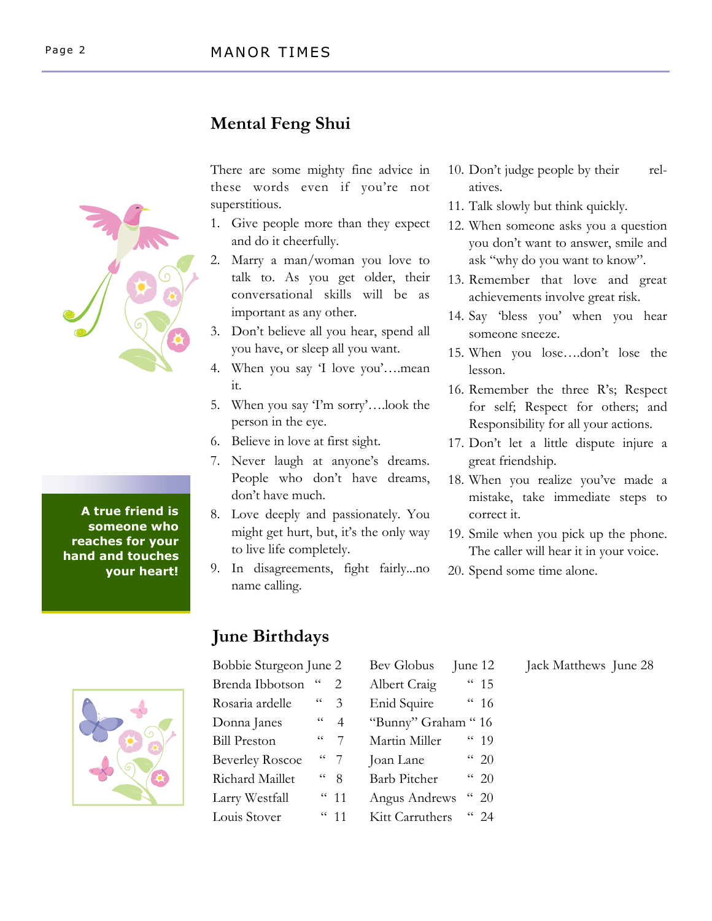## Mental Feng Shui

There are some mighty fine advice in these words even if you're not superstitious.

1. Give people more than they expect and do it cheerfully.
2. Marry a man/woman you love to talk to. As you get older, their conversational skills will be as important as any other.
3. Don't believe all you hear, spend all you have, or sleep all you want.
4. When you say 'I love you'….mean it.
5. When you say 'I'm sorry'….look the person in the eye.
6. Believe in love at first sight.
7. Never laugh at anyone's dreams. People who don't have dreams, don't have much.
8. Love deeply and passionately. You might get hurt, but, it's the only way to live life completely.
9. In disagreements, fight fairly...no name calling.
10. Don't judge people by their relatives.
11. Talk slowly but think quickly.
12. When someone asks you a question you don't want to answer, smile and ask "why do you want to know".
13. Remember that love and great achievements involve great risk.
14. Say 'bless you' when you hear someone sneeze.
15. When you lose….don't lose the lesson.
16. Remember the three R's; Respect for self; Respect for others; and Responsibility for all your actions.
17. Don't let a little dispute injure a great friendship.
18. When you realize you've made a mistake, take immediate steps to correct it.
19. Smile when you pick up the phone. The caller will hear it in your voice.
20. Spend some time alone.

**A true friend is someone who reaches for your hand and touches your heart!**

## June Birthdays

| | | | | | |
|---|---|---|---|---|---|
| Bobbie Sturgeon | June 2 | Bev Globus | June 12 | Jack Matthews | June 28 |
| Brenda Ibbotson | " 2 | Albert Craig | " 15 | | |
| Rosaria ardelle | " 3 | Enid Squire | " 16 | | |
| Donna Janes | " 4 | "Bunny" Graham | " 16 | | |
| Bill Preston | " 7 | Martin Miller | " 19 | | |
| Beverley Roscoe | " 7 | Joan Lane | " 20 | | |
| Richard Maillet | " 8 | Barb Pitcher | " 20 | | |
| Larry Westfall | " 11 | Angus Andrews | " 20 | | |
| Louis Stover | " 11 | Kitt Carruthers | " 24 | | |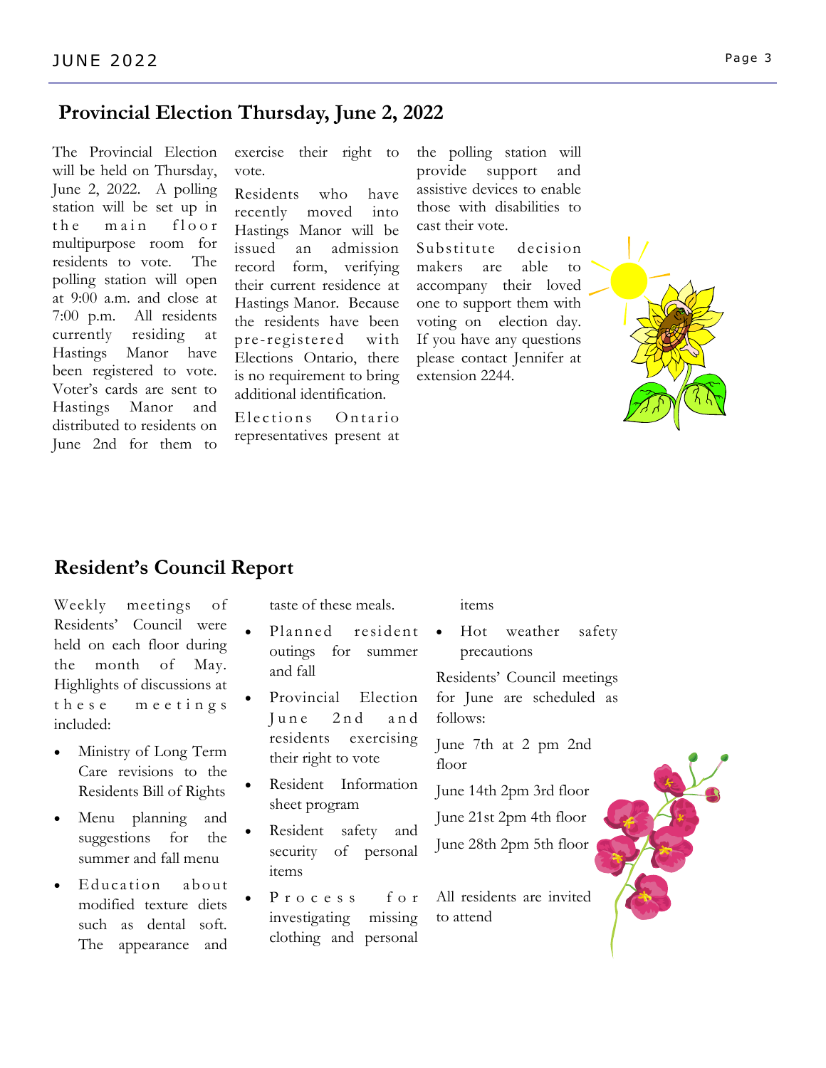## Provincial Election Thursday, June 2, 2022

The Provincial Election will be held on Thursday, June 2, 2022. A polling station will be set up in the main floor multipurpose room for residents to vote. The polling station will open at 9:00 a.m. and close at 7:00 p.m. All residents currently residing at Hastings Manor have been registered to vote. Voter's cards are sent to Hastings Manor and distributed to residents on June 2nd for them to exercise their right to vote.

Residents who have recently moved into Hastings Manor will be issued an admission record form, verifying their current residence at Hastings Manor. Because the residents have been pre-registered with Elections Ontario, there is no requirement to bring additional identification.

Elections Ontario representatives present at the polling station will provide support and assistive devices to enable those with disabilities to cast their vote.

Substitute decision makers are able to accompany their loved one to support them with voting on election day. If you have any questions please contact Jennifer at extension 2244.

## Resident's Council Report

Weekly meetings of Residents' Council were held on each floor during the month of May. Highlights of discussions at these meetings included:

- Ministry of Long Term Care revisions to the Residents Bill of Rights
- Menu planning and suggestions for the summer and fall menu
- Education about modified texture diets such as dental soft. The appearance and taste of these meals.
- Planned resident outings for summer and fall
- Provincial Election June 2nd and residents exercising their right to vote
- Resident Information sheet program
- Resident safety and security of personal items
- Process for investigating missing clothing and personal items
- Hot weather safety precautions

Residents' Council meetings for June are scheduled as follows:

June 7th at 2 pm 2nd floor

June 14th 2pm 3rd floor

June 21st 2pm 4th floor

June 28th 2pm 5th floor

All residents are invited to attend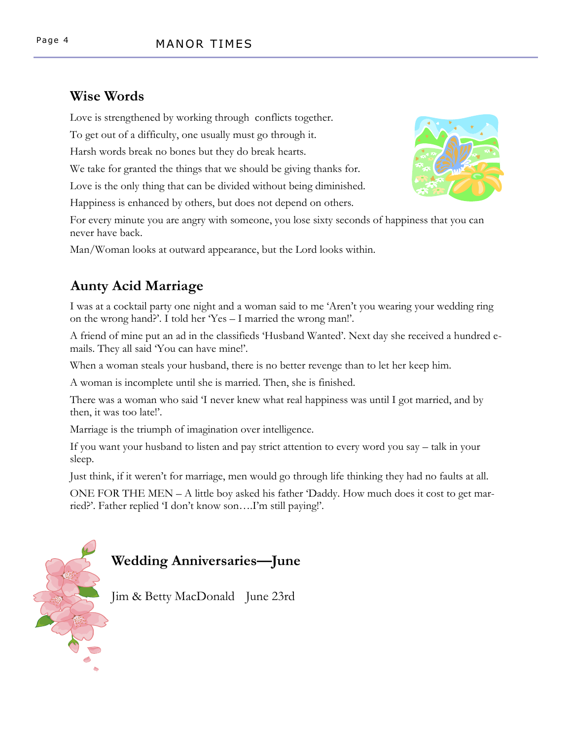## Wise Words

Love is strengthened by working through conflicts together.

To get out of a difficulty, one usually must go through it.

Harsh words break no bones but they do break hearts.

We take for granted the things that we should be giving thanks for.

Love is the only thing that can be divided without being diminished.

Happiness is enhanced by others, but does not depend on others.

For every minute you are angry with someone, you lose sixty seconds of happiness that you can never have back.

Man/Woman looks at outward appearance, but the Lord looks within.

## Aunty Acid Marriage

I was at a cocktail party one night and a woman said to me 'Aren't you wearing your wedding ring on the wrong hand?'. I told her 'Yes – I married the wrong man!'.

A friend of mine put an ad in the classifieds 'Husband Wanted'. Next day she received a hundred e-mails. They all said 'You can have mine!'.

When a woman steals your husband, there is no better revenge than to let her keep him.

A woman is incomplete until she is married. Then, she is finished.

There was a woman who said 'I never knew what real happiness was until I got married, and by then, it was too late!'.

Marriage is the triumph of imagination over intelligence.

If you want your husband to listen and pay strict attention to every word you say – talk in your sleep.

Just think, if it weren't for marriage, men would go through life thinking they had no faults at all.

ONE FOR THE MEN – A little boy asked his father 'Daddy. How much does it cost to get married?'. Father replied 'I don't know son….I'm still paying!'.

## Wedding Anniversaries—June

Jim & Betty MacDonald June 23rd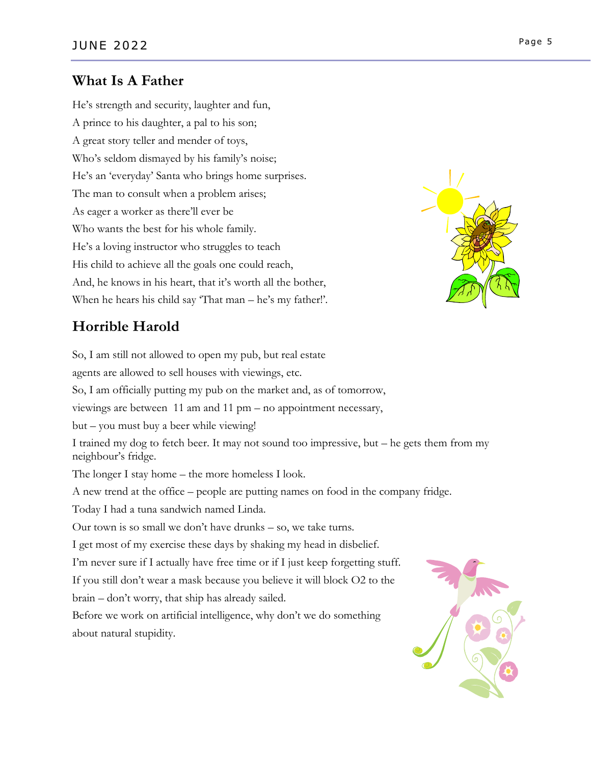## What Is A Father

He's strength and security, laughter and fun,
A prince to his daughter, a pal to his son;
A great story teller and mender of toys,
Who's seldom dismayed by his family's noise;
He's an 'everyday' Santa who brings home surprises.
The man to consult when a problem arises;
As eager a worker as there'll ever be
Who wants the best for his whole family.
He's a loving instructor who struggles to teach
His child to achieve all the goals one could reach,
And, he knows in his heart, that it's worth all the bother,
When he hears his child say 'That man – he's my father!'.

## Horrible Harold

So, I am still not allowed to open my pub, but real estate agents are allowed to sell houses with viewings, etc.

So, I am officially putting my pub on the market and, as of tomorrow, viewings are between 11 am and 11 pm – no appointment necessary, but – you must buy a beer while viewing!

I trained my dog to fetch beer. It may not sound too impressive, but – he gets them from my neighbour's fridge.

The longer I stay home – the more homeless I look.

A new trend at the office – people are putting names on food in the company fridge.

Today I had a tuna sandwich named Linda.

Our town is so small we don't have drunks – so, we take turns.

I get most of my exercise these days by shaking my head in disbelief.

I'm never sure if I actually have free time or if I just keep forgetting stuff.

If you still don't wear a mask because you believe it will block O2 to the brain – don't worry, that ship has already sailed.

Before we work on artificial intelligence, why don't we do something about natural stupidity.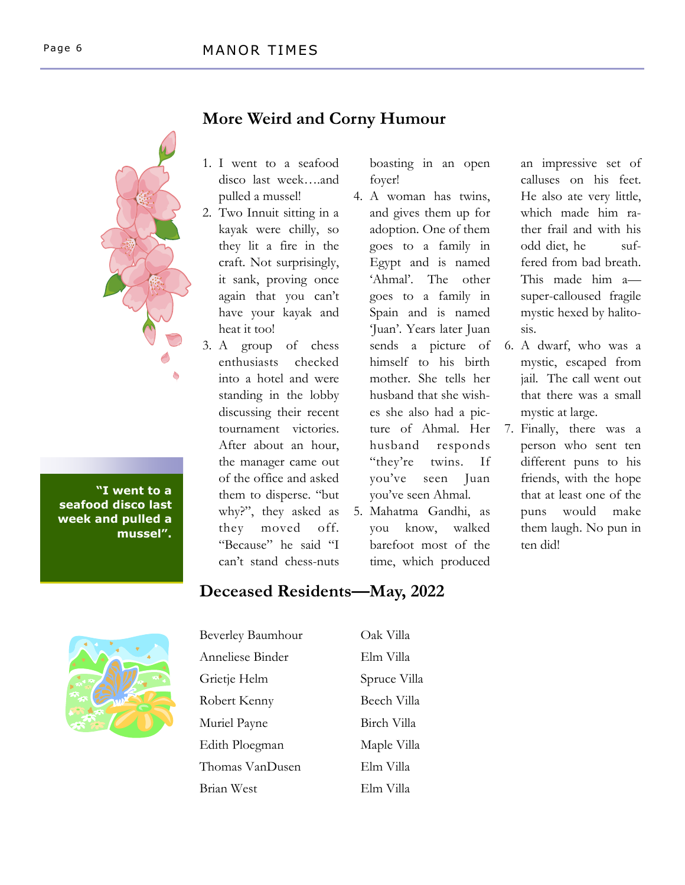## More Weird and Corny Humour

1. I went to a seafood disco last week….and pulled a mussel!
2. Two Inuit sitting in a kayak were chilly, so they lit a fire in the craft. Not surprisingly, it sank, proving once again that you can't have your kayak and heat it too!
3. A group of chess enthusiasts checked into a hotel and were standing in the lobby discussing their recent tournament victories. After about an hour, the manager came out of the office and asked them to disperse. "but why?", they asked as they moved off. "Because" he said "I can't stand chess-nuts boasting in an open foyer!
4. A woman has twins, and gives them up for adoption. One of them goes to a family in Egypt and is named 'Ahmal'. The other goes to a family in Spain and is named 'Juan'. Years later Juan sends a picture of himself to his birth mother. She tells her husband that she wishes she also had a picture of Ahmal. Her husband responds "they're twins. If you've seen Juan you've seen Ahmal.
5. Mahatma Gandhi, as you know, walked barefoot most of the time, which produced an impressive set of calluses on his feet. He also ate very little, which made him rather frail and with his odd diet, he suffered from bad breath. This made him a—super-calloused fragile mystic hexed by halitosis.
6. A dwarf, who was a mystic, escaped from jail. The call went out that there was a small mystic at large.
7. Finally, there was a person who sent ten different puns to his friends, with the hope that at least one of the puns would make them laugh. No pun in ten did!

**"I went to a seafood disco last week and pulled a mussel".**

## Deceased Residents—May, 2022

| | |
|---|---|
| Beverley Baumhour | Oak Villa |
| Anneliese Binder | Elm Villa |
| Grietje Helm | Spruce Villa |
| Robert Kenny | Beech Villa |
| Muriel Payne | Birch Villa |
| Edith Ploegman | Maple Villa |
| Thomas VanDusen | Elm Villa |
| Brian West | Elm Villa |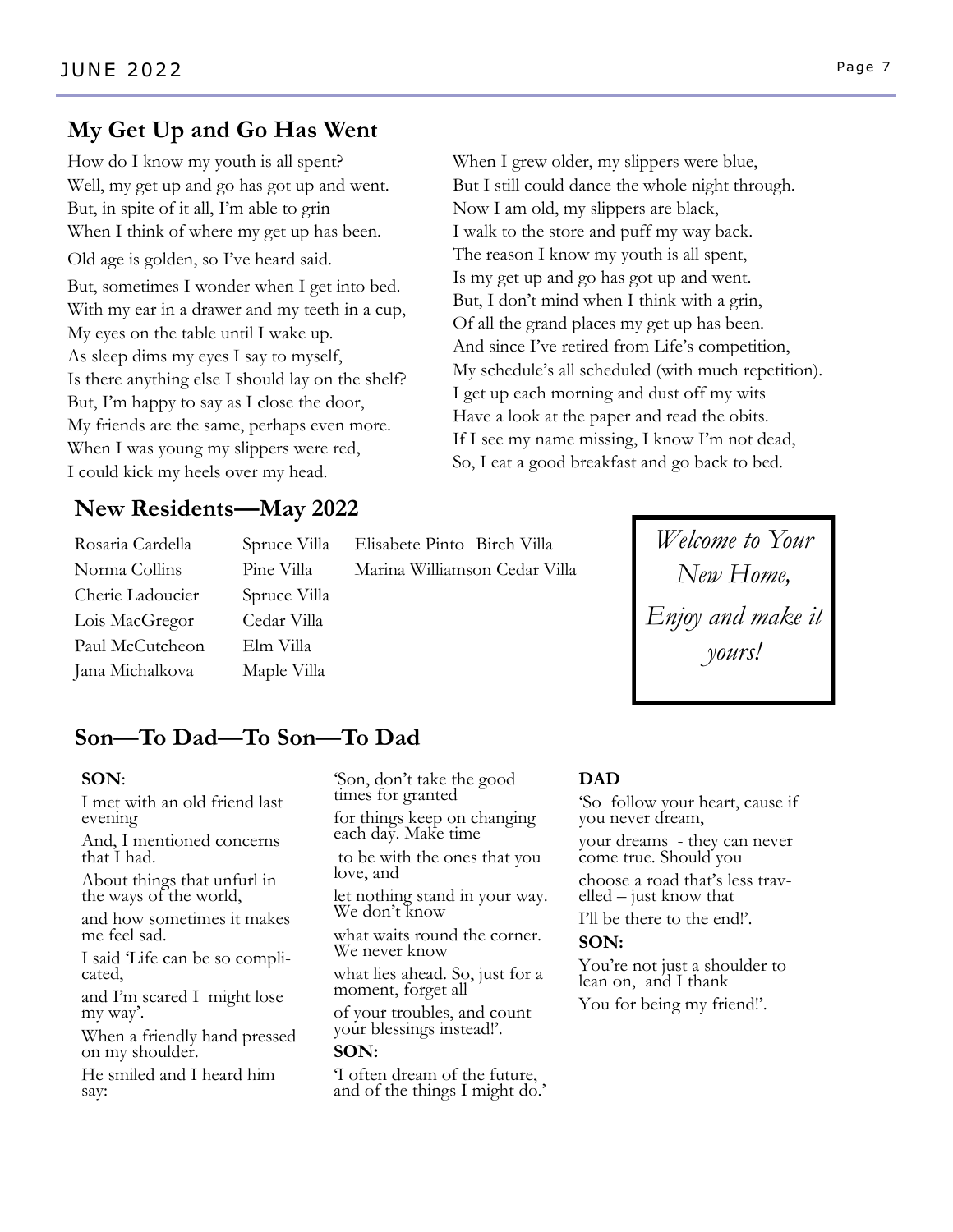## My Get Up and Go Has Went

How do I know my youth is all spent?
Well, my get up and go has got up and went.
But, in spite of it all, I'm able to grin
When I think of where my get up has been.
Old age is golden, so I've heard said.
But, sometimes I wonder when I get into bed.
With my ear in a drawer and my teeth in a cup,
My eyes on the table until I wake up.
As sleep dims my eyes I say to myself,
Is there anything else I should lay on the shelf?
But, I'm happy to say as I close the door,
My friends are the same, perhaps even more.
When I was young my slippers were red,
I could kick my heels over my head.
When I grew older, my slippers were blue,
But I still could dance the whole night through.
Now I am old, my slippers are black,
I walk to the store and puff my way back.
The reason I know my youth is all spent,
Is my get up and go has got up and went.
But, I don't mind when I think with a grin,
Of all the grand places my get up has been.
And since I've retired from Life's competition,
My schedule's all scheduled (with much repetition).
I get up each morning and dust off my wits
Have a look at the paper and read the obits.
If I see my name missing, I know I'm not dead,
So, I eat a good breakfast and go back to bed.

## New Residents—May 2022

| Name | Villa |
|---|---|
| Rosaria Cardella | Spruce Villa |
| Norma Collins | Pine Villa |
| Cherie Ladoucier | Spruce Villa |
| Lois MacGregor | Cedar Villa |
| Paul McCutcheon | Elm Villa |
| Jana Michalkova | Maple Villa |
| Elisabete Pinto | Birch Villa |
| Marina Williamson | Cedar Villa |

*Welcome to Your New Home, Enjoy and make it yours!*

## Son—To Dad—To Son—To Dad

**SON**:

I met with an old friend last evening

And, I mentioned concerns that I had.

About things that unfurl in the ways of the world,

and how sometimes it makes me feel sad.

I said 'Life can be so complicated,

and I'm scared I might lose my way'.

When a friendly hand pressed on my shoulder.

He smiled and I heard him say:

'Son, don't take the good times for granted

for things keep on changing each day. Make time

to be with the ones that you love, and

let nothing stand in your way. We don't know

what waits round the corner. We never know

what lies ahead. So, just for a moment, forget all

of your troubles, and count your blessings instead!'.

**SON:**

'I often dream of the future, and of the things I might do.'

**DAD**

'So follow your heart, cause if you never dream,

your dreams - they can never come true. Should you

choose a road that's less travelled – just know that

I'll be there to the end!'.

**SON:**

You're not just a shoulder to lean on, and I thank

You for being my friend!'.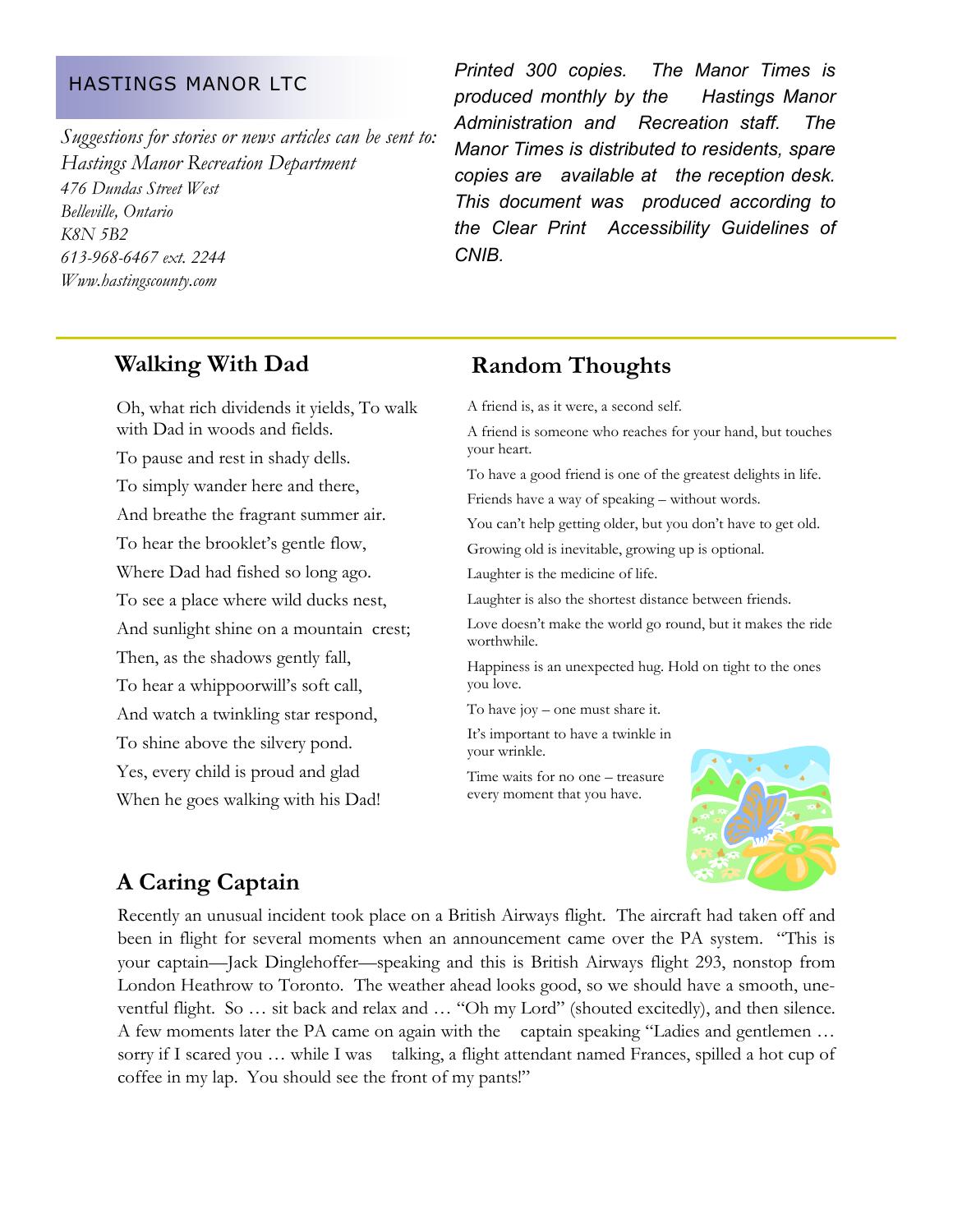HASTINGS MANOR LTC

*Suggestions for stories or news articles can be sent to:*
*Hastings Manor Recreation Department*
*476 Dundas Street West*
*Belleville, Ontario*
*K8N 5B2*
*613-968-6467 ext. 2244*
*Www.hastingscounty.com*

*Printed 300 copies. The Manor Times is produced monthly by the Hastings Manor Administration and Recreation staff. The Manor Times is distributed to residents, spare copies are available at the reception desk. This document was produced according to the Clear Print Accessibility Guidelines of CNIB.*

## Walking With Dad

Oh, what rich dividends it yields, To walk with Dad in woods and fields.
To pause and rest in shady dells.
To simply wander here and there,
And breathe the fragrant summer air.
To hear the brooklet's gentle flow,
Where Dad had fished so long ago.
To see a place where wild ducks nest,
And sunlight shine on a mountain crest;
Then, as the shadows gently fall,
To hear a whippoorwill's soft call,
And watch a twinkling star respond,
To shine above the silvery pond.
Yes, every child is proud and glad
When he goes walking with his Dad!

## Random Thoughts

A friend is, as it were, a second self.

A friend is someone who reaches for your hand, but touches your heart.

To have a good friend is one of the greatest delights in life.

Friends have a way of speaking – without words.

You can't help getting older, but you don't have to get old.

Growing old is inevitable, growing up is optional.

Laughter is the medicine of life.

Laughter is also the shortest distance between friends.

Love doesn't make the world go round, but it makes the ride worthwhile.

Happiness is an unexpected hug. Hold on tight to the ones you love.

To have joy – one must share it.

It's important to have a twinkle in your wrinkle.

Time waits for no one – treasure every moment that you have.

## A Caring Captain

Recently an unusual incident took place on a British Airways flight. The aircraft had taken off and been in flight for several moments when an announcement came over the PA system. "This is your captain—Jack Dinglehoffer—speaking and this is British Airways flight 293, nonstop from London Heathrow to Toronto. The weather ahead looks good, so we should have a smooth, uneventful flight. So … sit back and relax and … "Oh my Lord" (shouted excitedly), and then silence. A few moments later the PA came on again with the captain speaking "Ladies and gentlemen … sorry if I scared you … while I was talking, a flight attendant named Frances, spilled a hot cup of coffee in my lap. You should see the front of my pants!"